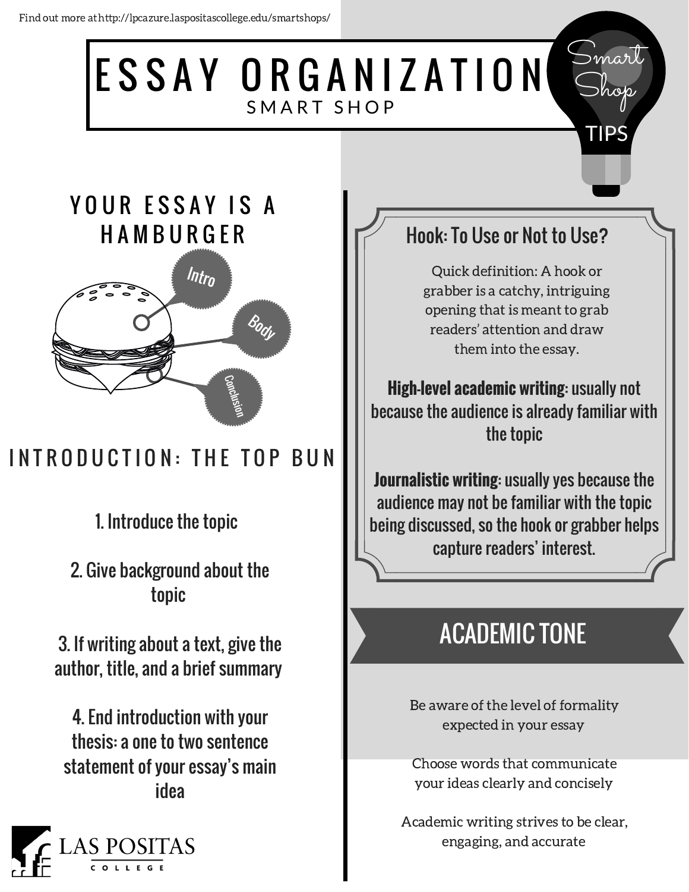Find out more at http://lpcazure.laspositascollege.edu/smartshops/

# ESSAY ORGANIZATION

## SMART SHOP

Smart Shop TIPS

## YOUR ESSAY IS A HAMBURGER

Intro

Body

Conclusion

## INTRODUCTION: THE TOP BUN

1. Introduce the topic

2. Give background about the topic

3. If writing about a text, give the author, title, and a brief summary

4. End introduction with your thesis: a one to two sentence statement of your essay's main idea

### Hook: To Use or Not to Use?

Quick definition: A hook or grabber is a catchy, intriguing opening that is meant to grab readers' attention and draw them into the essay.

**High-level academic writing**: usually not because the audience is already familiar with the topic

**Journalistic writing**: usually yes because the audience may not be familiar with the topic being discussed, so the hook or grabber helps capture readers' interest.

## ACADEMIC TONE

Be aware of the level of formality expected in your essay

Choose words that communicate your ideas clearly and concisely

Academic writing strives to be clear, engaging, and accurate

LAS POSITAS COLLEGE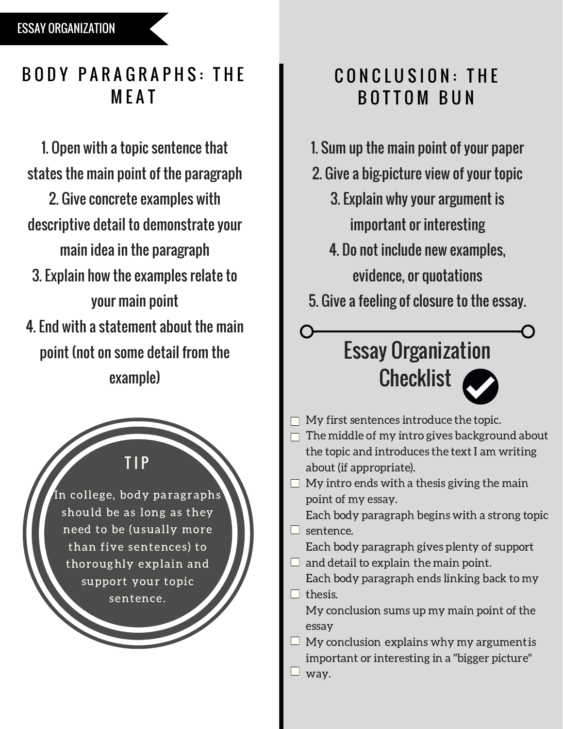ESSAY ORGANIZATION

## BODY PARAGRAPHS: THE MEAT

1. Open with a topic sentence that states the main point of the paragraph
2. Give concrete examples with descriptive detail to demonstrate your main idea in the paragraph
3. Explain how the examples relate to your main point
4. End with a statement about the main point (not on some detail from the example)

### TIP

In college, body paragraphs should be as long as they need to be (usually more than five sentences) to thoroughly explain and support your topic sentence.

## CONCLUSION: THE BOTTOM BUN

1. Sum up the main point of your paper
2. Give a big-picture view of your topic
3. Explain why your argument is important or interesting
4. Do not include new examples, evidence, or quotations
5. Give a feeling of closure to the essay.

## Essay Organization Checklist

- [ ] My first sentences introduce the topic.
- [ ] The middle of my intro gives background about the topic and introduces the text I am writing about (if appropriate).
- [ ] My intro ends with a thesis giving the main point of my essay.
- [ ] Each body paragraph begins with a strong topic sentence.
- [ ] Each body paragraph gives plenty of support and detail to explain the main point.
- [ ] Each body paragraph ends linking back to my thesis.
- [ ] My conclusion sums up my main point of the essay
- [ ] My conclusion explains why my argument is important or interesting in a "bigger picture" way.